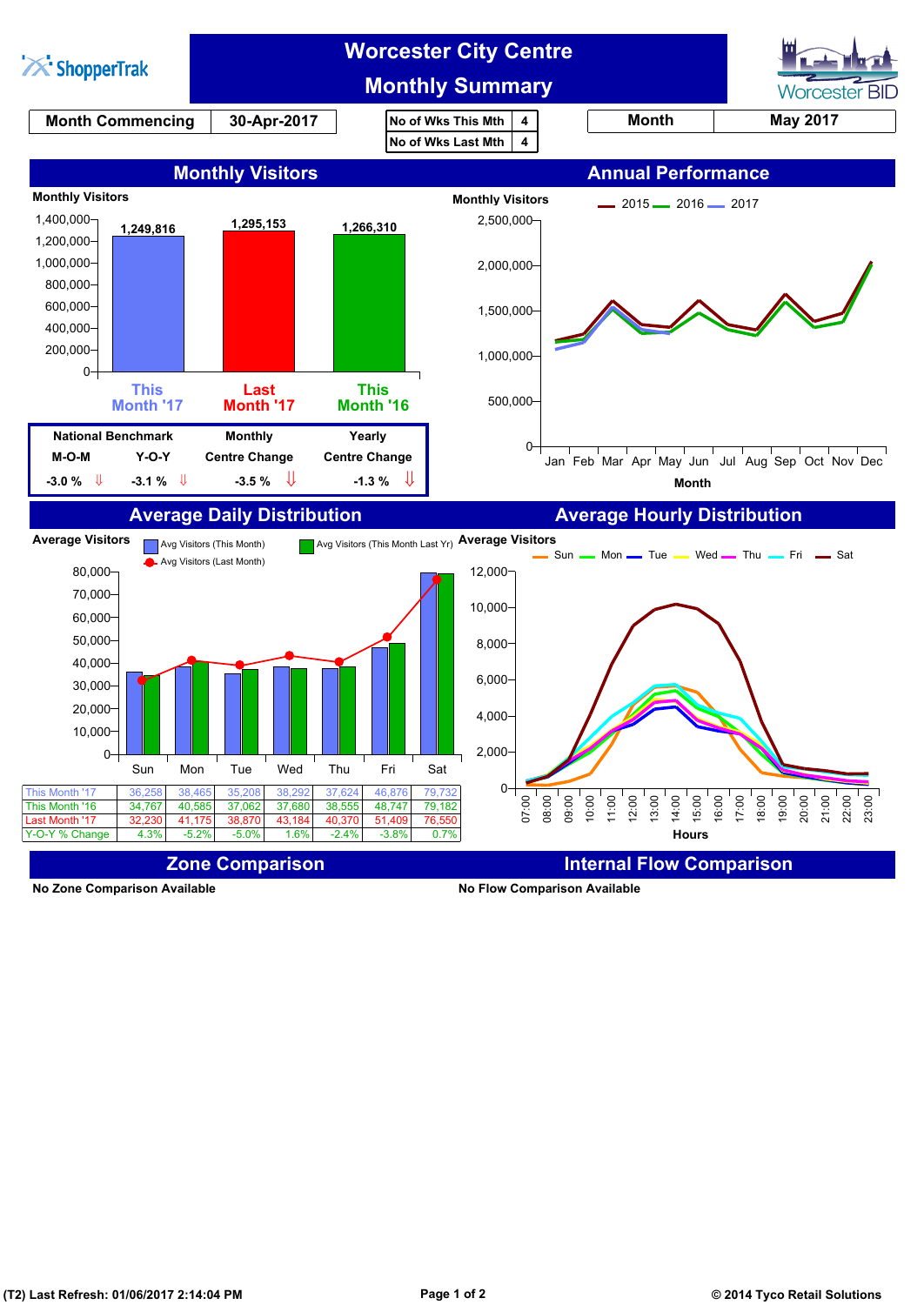# Worcester City Centre Monthly Summary

ShopperTrak | Worcester BID

| Month Commencing | 30-Apr-2017 |
|---|---|

| No of Wks This Mth | 4 |
|---|---|
| No of Wks Last Mth | 4 |

| Month | May 2017 |
|---|---|

## Monthly Visitors

Monthly Visitors

| | This Month '17 | Last Month '17 | This Month '16 |
|---|---|---|---|
| Monthly Visitors | 1,249,816 | 1,295,153 | 1,266,310 |

| National Benchmark M-O-M | National Benchmark Y-O-Y | Monthly Centre Change | Yearly Centre Change |
|---|---|---|---|
| -3.0 % ⇓ | -3.1 % ⇓ | -3.5 % ⇓ | -1.3 % ⇓ |

## Annual Performance

Monthly Visitors — 2015, 2016, 2017 (Jan–Dec)

Month

## Average Daily Distribution

Average Visitors

| | Sun | Mon | Tue | Wed | Thu | Fri | Sat |
|---|---|---|---|---|---|---|---|
| This Month '17 | 36,258 | 38,465 | 35,208 | 38,292 | 37,624 | 46,876 | 79,732 |
| This Month '16 | 34,767 | 40,585 | 37,062 | 37,680 | 38,555 | 48,747 | 79,182 |
| Last Month '17 | 32,230 | 41,175 | 38,870 | 43,184 | 40,370 | 51,409 | 76,550 |
| Y-O-Y % Change | 4.3% | -5.2% | -5.0% | 1.6% | -2.4% | -3.8% | 0.7% |

## Average Hourly Distribution

Average Visitors — Sun, Mon, Tue, Wed, Thu, Fri, Sat (07:00–23:00)

Hours

## Zone Comparison

No Zone Comparison Available

## Internal Flow Comparison

No Flow Comparison Available

(T2) Last Refresh: 01/06/2017 2:14:04 PM

© 2014 Tyco Retail Solutions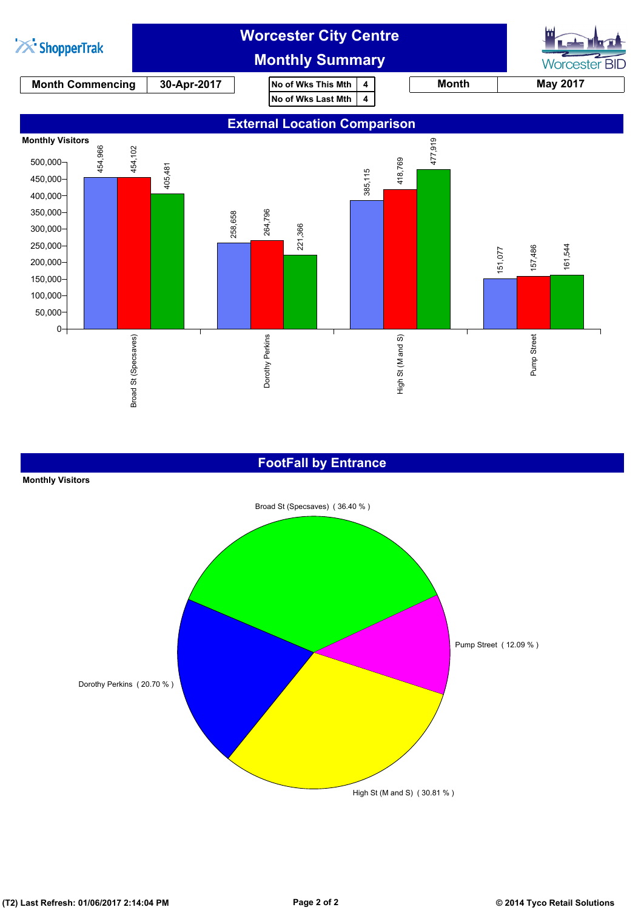# Worcester City Centre

## Monthly Summary

| Month Commencing | 30-Apr-2017 |
|---|---|

| No of Wks This Mth | 4 |
|---|---|
| No of Wks Last Mth | 4 |

| Month | May 2017 |
|---|---|

## External Location Comparison

Monthly Visitors

| Location | Blue | Red | Green |
|---|---|---|---|
| Broad St (Specsaves) | 454,966 | 454,102 | 405,481 |
| Dorothy Perkins | 258,658 | 264,796 | 221,366 |
| High St (M and S) | 385,115 | 418,769 | 477,919 |
| Pump Street | 151,077 | 157,486 | 161,544 |

## FootFall by Entrance

Monthly Visitors

| Entrance | Share |
|---|---|
| Broad St (Specsaves) | 36.40 % |
| Dorothy Perkins | 20.70 % |
| High St (M and S) | 30.81 % |
| Pump Street | 12.09 % |

(T2) Last Refresh: 01/06/2017 2:14:04 PM

© 2014 Tyco Retail Solutions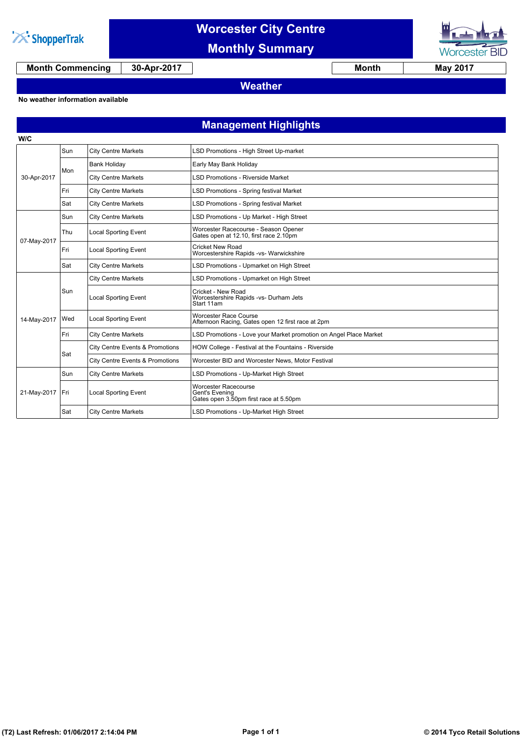# Worcester City Centre
# Monthly Summary

| Month Commencing | 30-Apr-2017 | Month | May 2017 |
|---|---|---|---|

## Weather

**No weather information available**

## Management Highlights

| W/C | | | |
|---|---|---|---|
| 30-Apr-2017 | Sun | City Centre Markets | LSD Promotions - High Street Up-market |
| | Mon | Bank Holiday | Early May Bank Holiday |
| | | City Centre Markets | LSD Promotions - Riverside Market |
| | Fri | City Centre Markets | LSD Promotions - Spring festival Market |
| | Sat | City Centre Markets | LSD Promotions - Spring festival Market |
| 07-May-2017 | Sun | City Centre Markets | LSD Promotions - Up Market - High Street |
| | Thu | Local Sporting Event | Worcester Racecourse - Season Opener<br>Gates open at 12.10, first race 2.10pm |
| | Fri | Local Sporting Event | Cricket New Road<br>Worcestershire Rapids -vs- Warwickshire |
| | Sat | City Centre Markets | LSD Promotions - Upmarket on High Street |
| 14-May-2017 | Sun | City Centre Markets | LSD Promotions - Upmarket on High Street |
| | | Local Sporting Event | Cricket - New Road<br>Worcestershire Rapids -vs- Durham Jets<br>Start 11am |
| | Wed | Local Sporting Event | Worcester Race Course<br>Afternoon Racing, Gates open 12 first race at 2pm |
| | Fri | City Centre Markets | LSD Promotions - Love your Market promotion on Angel Place Market |
| | Sat | City Centre Events & Promotions | HOW College - Festival at the Fountains - Riverside |
| | | City Centre Events & Promotions | Worcester BID and Worcester News, Motor Festival |
| 21-May-2017 | Sun | City Centre Markets | LSD Promotions - Up-Market High Street |
| | Fri | Local Sporting Event | Worcester Racecourse<br>Gent's Evening<br>Gates open 3.50pm first race at 5.50pm |
| | Sat | City Centre Markets | LSD Promotions - Up-Market High Street |

(T2) Last Refresh: 01/06/2017 2:14:04 PM

© 2014 Tyco Retail Solutions